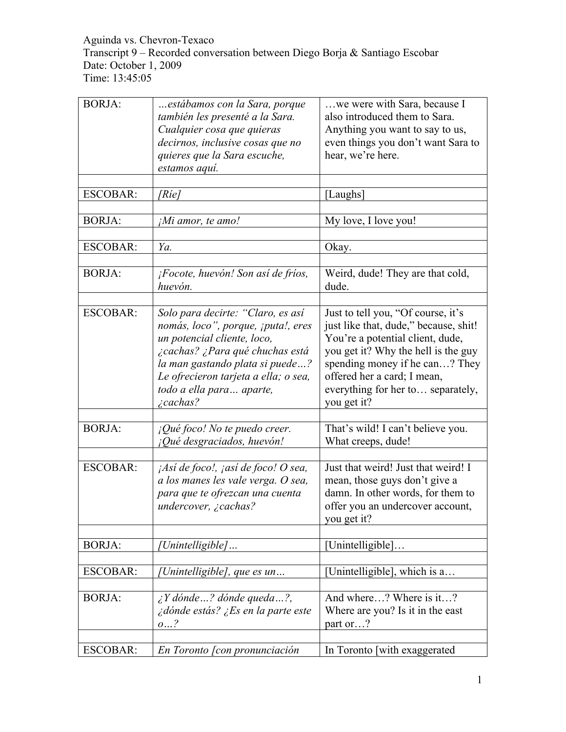Aguinda vs. Chevron-Texaco
Transcript 9 – Recorded conversation between Diego Borja & Santiago Escobar
Date: October 1, 2009
Time: 13:45:05

| | | |
|---|---|---|
| BORJA: | *…estábamos con la Sara, porque también les presenté a la Sara. Cualquier cosa que quieras decirnos, inclusive cosas que no quieres que la Sara escuche, estamos aquí.* | …we were with Sara, because I also introduced them to Sara. Anything you want to say to us, even things you don't want Sara to hear, we're here. |
| | | |
| ESCOBAR: | *[Ríe]* | [Laughs] |
| | | |
| BORJA: | *¡Mi amor, te amo!* | My love, I love you! |
| | | |
| ESCOBAR: | *Ya.* | Okay. |
| | | |
| BORJA: | *¡Focote, huevón! Son así de fríos, huevón.* | Weird, dude! They are that cold, dude. |
| | | |
| ESCOBAR: | *Solo para decirte: "Claro, es así nomás, loco", porque, ¡puta!, eres un potencial cliente, loco, ¿cachas? ¿Para qué chuchas está la man gastando plata si puede…? Le ofrecieron tarjeta a ella; o sea, todo a ella para… aparte, ¿cachas?* | Just to tell you, "Of course, it's just like that, dude," because, shit! You're a potential client, dude, you get it? Why the hell is the guy spending money if he can…? They offered her a card; I mean, everything for her to… separately, you get it? |
| | | |
| BORJA: | *¡Qué foco! No te puedo creer. ¡Qué desgraciados, huevón!* | That's wild! I can't believe you. What creeps, dude! |
| | | |
| ESCOBAR: | *¡Así de foco!, ¡así de foco! O sea, a los manes les vale verga. O sea, para que te ofrezcan una cuenta undercover, ¿cachas?* | Just that weird! Just that weird! I mean, those guys don't give a damn. In other words, for them to offer you an undercover account, you get it? |
| | | |
| BORJA: | *[Unintelligible]…* | [Unintelligible]… |
| | | |
| ESCOBAR: | *[Unintelligible], que es un…* | [Unintelligible], which is a… |
| | | |
| BORJA: | *¿Y dónde…? dónde queda…?, ¿dónde estás? ¿Es en la parte este o…?* | And where…? Where is it…? Where are you? Is it in the east part or…? |
| | | |
| ESCOBAR: | *En Toronto [con pronunciación* | In Toronto [with exaggerated |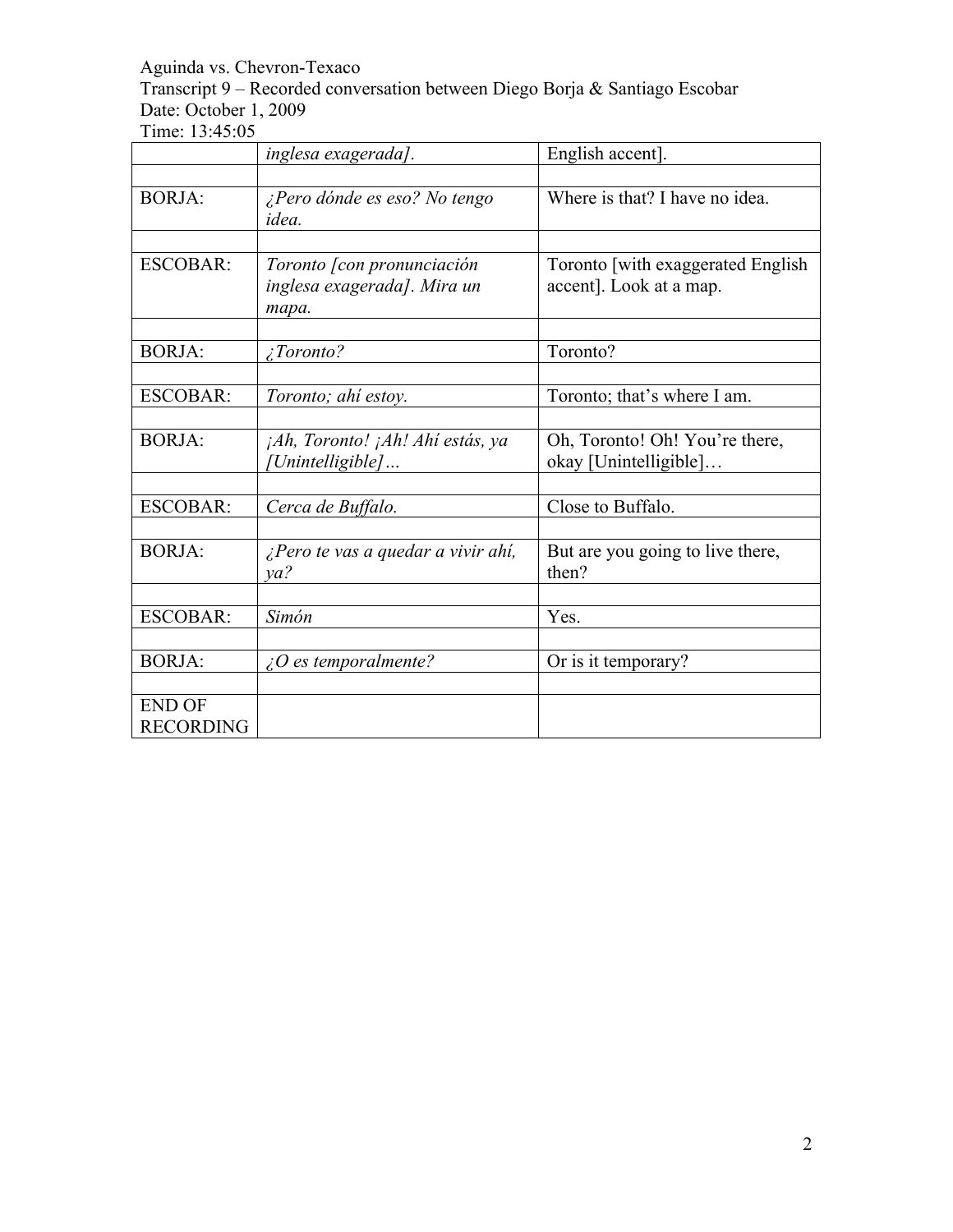Aguinda vs. Chevron-Texaco
Transcript 9 – Recorded conversation between Diego Borja & Santiago Escobar
Date: October 1, 2009
Time: 13:45:05

| | | |
|---|---|---|
| | *inglesa exagerada].* | English accent]. |
| | | |
| BORJA: | *¿Pero dónde es eso? No tengo idea.* | Where is that? I have no idea. |
| | | |
| ESCOBAR: | *Toronto [con pronunciación inglesa exagerada]. Mira un mapa.* | Toronto [with exaggerated English accent]. Look at a map. |
| | | |
| BORJA: | *¿Toronto?* | Toronto? |
| | | |
| ESCOBAR: | *Toronto; ahí estoy.* | Toronto; that's where I am. |
| | | |
| BORJA: | *¡Ah, Toronto! ¡Ah! Ahí estás, ya [Unintelligible]…* | Oh, Toronto! Oh! You're there, okay [Unintelligible]… |
| | | |
| ESCOBAR: | *Cerca de Buffalo.* | Close to Buffalo. |
| | | |
| BORJA: | *¿Pero te vas a quedar a vivir ahí, ya?* | But are you going to live there, then? |
| | | |
| ESCOBAR: | *Simón* | Yes. |
| | | |
| BORJA: | *¿O es temporalmente?* | Or is it temporary? |
| | | |
| END OF RECORDING | | |